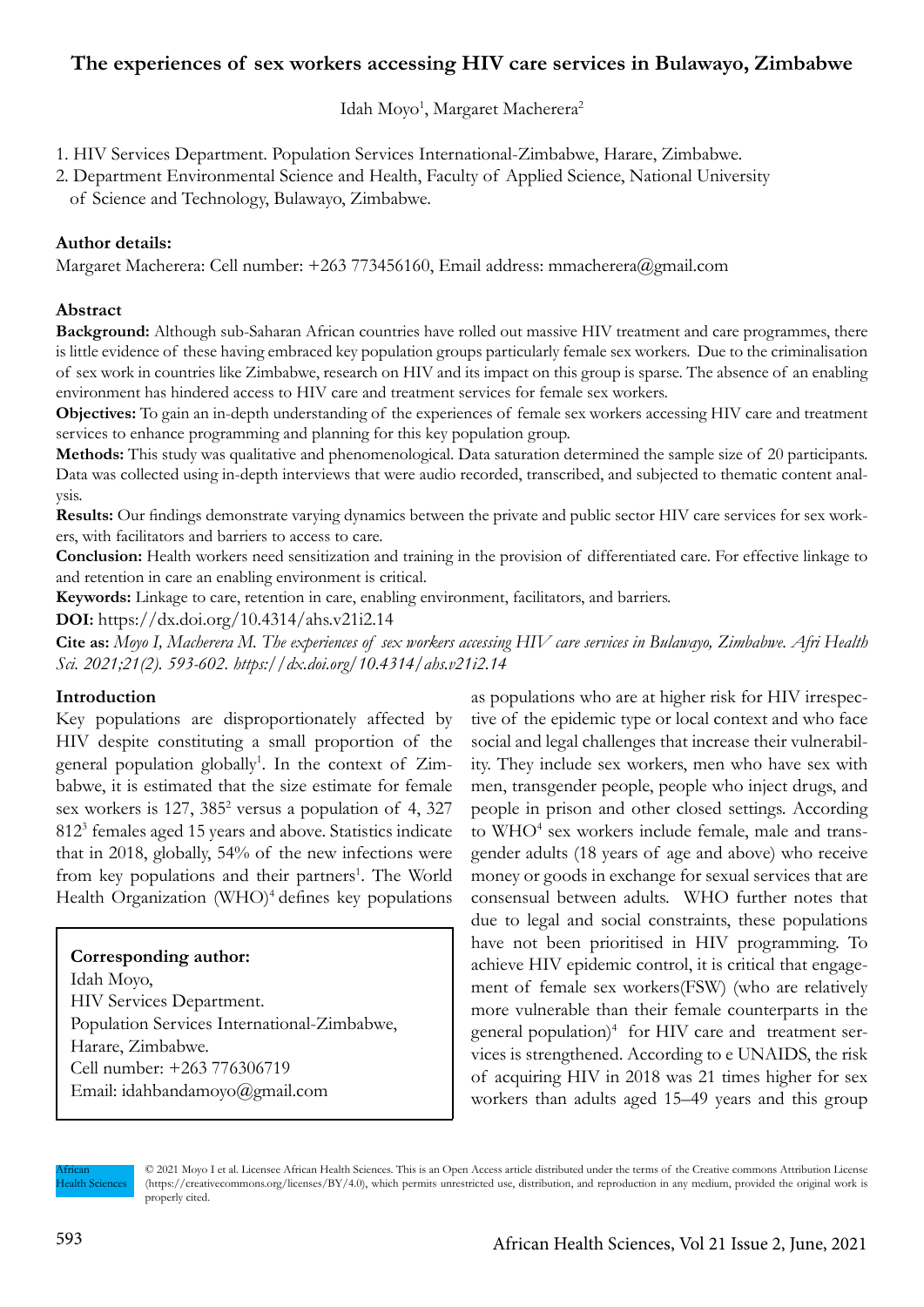# The experiences of sex workers accessing HIV care services in Bulawayo, Zimbabwe

Idah Moyo[1], Margaret Macherera[2]

1. HIV Services Department. Population Services International-Zimbabwe, Harare, Zimbabwe.
2. Department Environmental Science and Health, Faculty of Applied Science, National University of Science and Technology, Bulawayo, Zimbabwe.

**Author details:**
Margaret Macherera: Cell number: +263 773456160, Email address: mmacherera@gmail.com

## Abstract

**Background:** Although sub-Saharan African countries have rolled out massive HIV treatment and care programmes, there is little evidence of these having embraced key population groups particularly female sex workers. Due to the criminalisation of sex work in countries like Zimbabwe, research on HIV and its impact on this group is sparse. The absence of an enabling environment has hindered access to HIV care and treatment services for female sex workers.

**Objectives:** To gain an in-depth understanding of the experiences of female sex workers accessing HIV care and treatment services to enhance programming and planning for this key population group.

**Methods:** This study was qualitative and phenomenological. Data saturation determined the sample size of 20 participants. Data was collected using in-depth interviews that were audio recorded, transcribed, and subjected to thematic content analysis.

**Results:** Our findings demonstrate varying dynamics between the private and public sector HIV care services for sex workers, with facilitators and barriers to access to care.

**Conclusion:** Health workers need sensitization and training in the provision of differentiated care. For effective linkage to and retention in care an enabling environment is critical.

**Keywords:** Linkage to care, retention in care, enabling environment, facilitators, and barriers.

**DOI:** https://dx.doi.org/10.4314/ahs.v21i2.14

**Cite as:** *Moyo I, Macherera M. The experiences of sex workers accessing HIV care services in Bulawayo, Zimbabwe. Afri Health Sci. 2021;21(2). 593-602. https://dx.doi.org/10.4314/ahs.v21i2.14*

## Introduction

Key populations are disproportionately affected by HIV despite constituting a small proportion of the general population globally[1]. In the context of Zimbabwe, it is estimated that the size estimate for female sex workers is 127, 385[2] versus a population of 4, 327 812[3] females aged 15 years and above. Statistics indicate that in 2018, globally, 54% of the new infections were from key populations and their partners[1]. The World Health Organization (WHO)[4] defines key populations as populations who are at higher risk for HIV irrespective of the epidemic type or local context and who face social and legal challenges that increase their vulnerability. They include sex workers, men who have sex with men, transgender people, people who inject drugs, and people in prison and other closed settings. According to WHO[4] sex workers include female, male and transgender adults (18 years of age and above) who receive money or goods in exchange for sexual services that are consensual between adults. WHO further notes that due to legal and social constraints, these populations have not been prioritised in HIV programming. To achieve HIV epidemic control, it is critical that engagement of female sex workers(FSW) (who are relatively more vulnerable than their female counterparts in the general population)[4] for HIV care and treatment services is strengthened. According to e UNAIDS, the risk of acquiring HIV in 2018 was 21 times higher for sex workers than adults aged 15–49 years and this group

**Corresponding author:**
Idah Moyo,
HIV Services Department.
Population Services International-Zimbabwe,
Harare, Zimbabwe.
Cell number: +263 776306719
Email: idahbandamoyo@gmail.com

© 2021 Moyo I et al. Licensee African Health Sciences. This is an Open Access article distributed under the terms of the Creative commons Attribution License (https://creativecommons.org/licenses/BY/4.0), which permits unrestricted use, distribution, and reproduction in any medium, provided the original work is properly cited.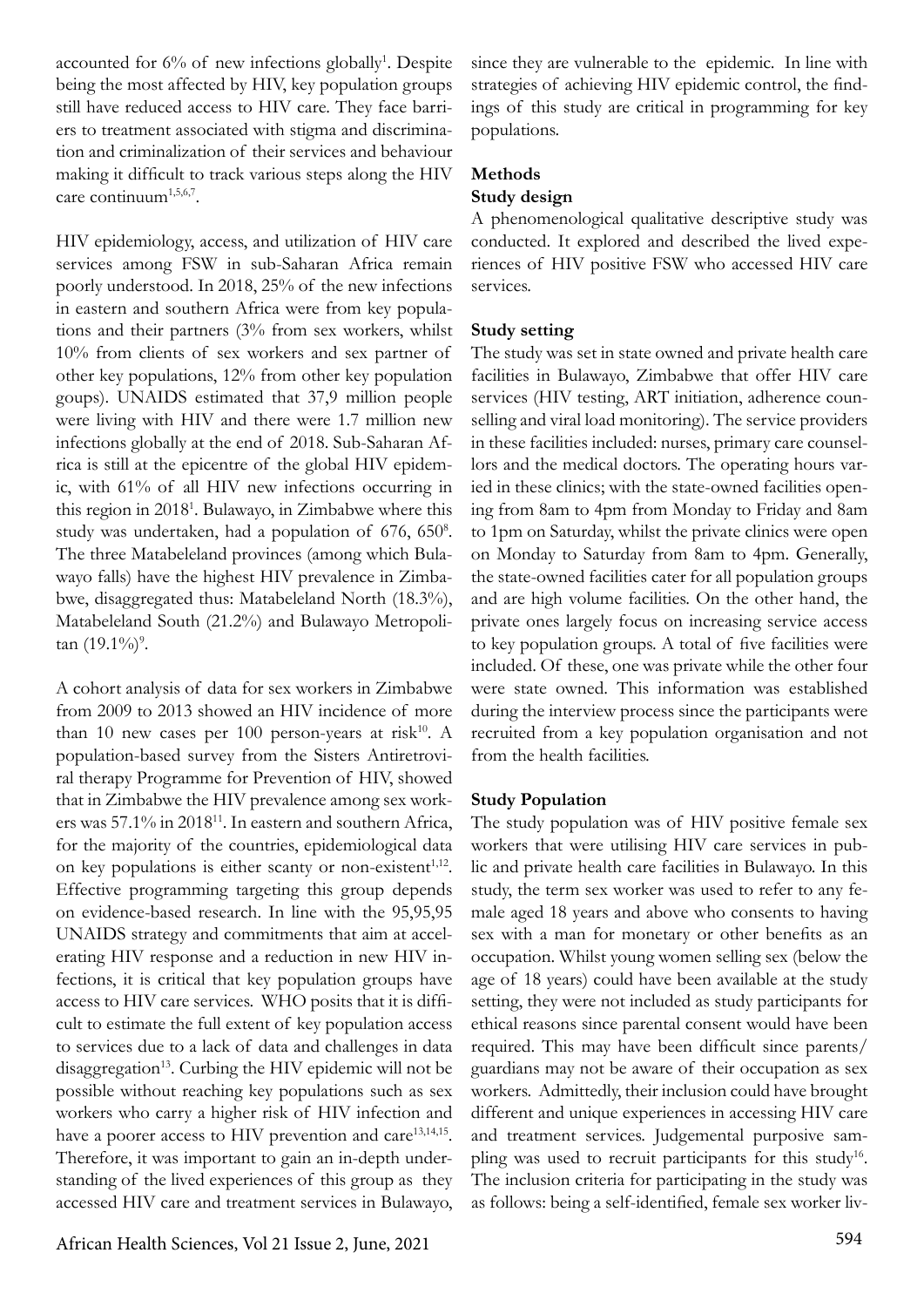accounted for 6% of new infections globally[1]. Despite being the most affected by HIV, key population groups still have reduced access to HIV care. They face barriers to treatment associated with stigma and discrimination and criminalization of their services and behaviour making it difficult to track various steps along the HIV care continuum[1,5,6,7].

HIV epidemiology, access, and utilization of HIV care services among FSW in sub-Saharan Africa remain poorly understood. In 2018, 25% of the new infections in eastern and southern Africa were from key populations and their partners (3% from sex workers, whilst 10% from clients of sex workers and sex partner of other key populations, 12% from other key population goups). UNAIDS estimated that 37,9 million people were living with HIV and there were 1.7 million new infections globally at the end of 2018. Sub-Saharan Africa is still at the epicentre of the global HIV epidemic, with 61% of all HIV new infections occurring in this region in 2018[1]. Bulawayo, in Zimbabwe where this study was undertaken, had a population of 676, 650[8]. The three Matabeleland provinces (among which Bulawayo falls) have the highest HIV prevalence in Zimbabwe, disaggregated thus: Matabeleland North (18.3%), Matabeleland South (21.2%) and Bulawayo Metropolitan (19.1%)[9].

A cohort analysis of data for sex workers in Zimbabwe from 2009 to 2013 showed an HIV incidence of more than 10 new cases per 100 person-years at risk[10]. A population-based survey from the Sisters Antiretroviral therapy Programme for Prevention of HIV, showed that in Zimbabwe the HIV prevalence among sex workers was 57.1% in 2018[11]. In eastern and southern Africa, for the majority of the countries, epidemiological data on key populations is either scanty or non-existent[1,12]. Effective programming targeting this group depends on evidence-based research. In line with the 95,95,95 UNAIDS strategy and commitments that aim at accelerating HIV response and a reduction in new HIV infections, it is critical that key population groups have access to HIV care services. WHO posits that it is difficult to estimate the full extent of key population access to services due to a lack of data and challenges in data disaggregation[13]. Curbing the HIV epidemic will not be possible without reaching key populations such as sex workers who carry a higher risk of HIV infection and have a poorer access to HIV prevention and care[13,14,15]. Therefore, it was important to gain an in-depth understanding of the lived experiences of this group as they accessed HIV care and treatment services in Bulawayo, since they are vulnerable to the epidemic. In line with strategies of achieving HIV epidemic control, the findings of this study are critical in programming for key populations.

## Methods

### Study design

A phenomenological qualitative descriptive study was conducted. It explored and described the lived experiences of HIV positive FSW who accessed HIV care services.

### Study setting

The study was set in state owned and private health care facilities in Bulawayo, Zimbabwe that offer HIV care services (HIV testing, ART initiation, adherence counselling and viral load monitoring). The service providers in these facilities included: nurses, primary care counsellors and the medical doctors. The operating hours varied in these clinics; with the state-owned facilities opening from 8am to 4pm from Monday to Friday and 8am to 1pm on Saturday, whilst the private clinics were open on Monday to Saturday from 8am to 4pm. Generally, the state-owned facilities cater for all population groups and are high volume facilities. On the other hand, the private ones largely focus on increasing service access to key population groups. A total of five facilities were included. Of these, one was private while the other four were state owned. This information was established during the interview process since the participants were recruited from a key population organisation and not from the health facilities.

### Study Population

The study population was of HIV positive female sex workers that were utilising HIV care services in public and private health care facilities in Bulawayo. In this study, the term sex worker was used to refer to any female aged 18 years and above who consents to having sex with a man for monetary or other benefits as an occupation. Whilst young women selling sex (below the age of 18 years) could have been available at the study setting, they were not included as study participants for ethical reasons since parental consent would have been required. This may have been difficult since parents/ guardians may not be aware of their occupation as sex workers. Admittedly, their inclusion could have brought different and unique experiences in accessing HIV care and treatment services. Judgemental purposive sampling was used to recruit participants for this study[16]. The inclusion criteria for participating in the study was as follows: being a self-identified, female sex worker liv-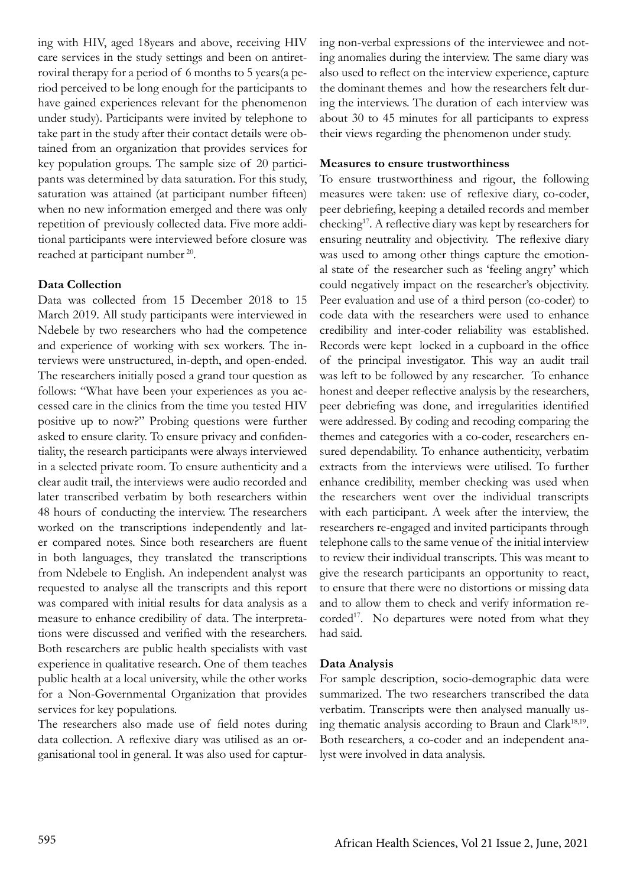ing with HIV, aged 18years and above, receiving HIV care services in the study settings and been on antiretroviral therapy for a period of 6 months to 5 years(a period perceived to be long enough for the participants to have gained experiences relevant for the phenomenon under study). Participants were invited by telephone to take part in the study after their contact details were obtained from an organization that provides services for key population groups. The sample size of 20 participants was determined by data saturation. For this study, saturation was attained (at participant number fifteen) when no new information emerged and there was only repetition of previously collected data. Five more additional participants were interviewed before closure was reached at participant number [20].

**Data Collection**

Data was collected from 15 December 2018 to 15 March 2019. All study participants were interviewed in Ndebele by two researchers who had the competence and experience of working with sex workers. The interviews were unstructured, in-depth, and open-ended. The researchers initially posed a grand tour question as follows: "What have been your experiences as you accessed care in the clinics from the time you tested HIV positive up to now?" Probing questions were further asked to ensure clarity. To ensure privacy and confidentiality, the research participants were always interviewed in a selected private room. To ensure authenticity and a clear audit trail, the interviews were audio recorded and later transcribed verbatim by both researchers within 48 hours of conducting the interview. The researchers worked on the transcriptions independently and later compared notes. Since both researchers are fluent in both languages, they translated the transcriptions from Ndebele to English. An independent analyst was requested to analyse all the transcripts and this report was compared with initial results for data analysis as a measure to enhance credibility of data. The interpretations were discussed and verified with the researchers. Both researchers are public health specialists with vast experience in qualitative research. One of them teaches public health at a local university, while the other works for a Non-Governmental Organization that provides services for key populations.

The researchers also made use of field notes during data collection. A reflexive diary was utilised as an organisational tool in general. It was also used for capturing non-verbal expressions of the interviewee and noting anomalies during the interview. The same diary was also used to reflect on the interview experience, capture the dominant themes and how the researchers felt during the interviews. The duration of each interview was about 30 to 45 minutes for all participants to express their views regarding the phenomenon under study.

**Measures to ensure trustworthiness**

To ensure trustworthiness and rigour, the following measures were taken: use of reflexive diary, co-coder, peer debriefing, keeping a detailed records and member checking[17]. A reflective diary was kept by researchers for ensuring neutrality and objectivity. The reflexive diary was used to among other things capture the emotional state of the researcher such as 'feeling angry' which could negatively impact on the researcher's objectivity. Peer evaluation and use of a third person (co-coder) to code data with the researchers were used to enhance credibility and inter-coder reliability was established. Records were kept locked in a cupboard in the office of the principal investigator. This way an audit trail was left to be followed by any researcher. To enhance honest and deeper reflective analysis by the researchers, peer debriefing was done, and irregularities identified were addressed. By coding and recoding comparing the themes and categories with a co-coder, researchers ensured dependability. To enhance authenticity, verbatim extracts from the interviews were utilised. To further enhance credibility, member checking was used when the researchers went over the individual transcripts with each participant. A week after the interview, the researchers re-engaged and invited participants through telephone calls to the same venue of the initial interview to review their individual transcripts. This was meant to give the research participants an opportunity to react, to ensure that there were no distortions or missing data and to allow them to check and verify information recorded[17]. No departures were noted from what they had said.

**Data Analysis**

For sample description, socio-demographic data were summarized. The two researchers transcribed the data verbatim. Transcripts were then analysed manually using thematic analysis according to Braun and Clark[18,19]. Both researchers, a co-coder and an independent analyst were involved in data analysis.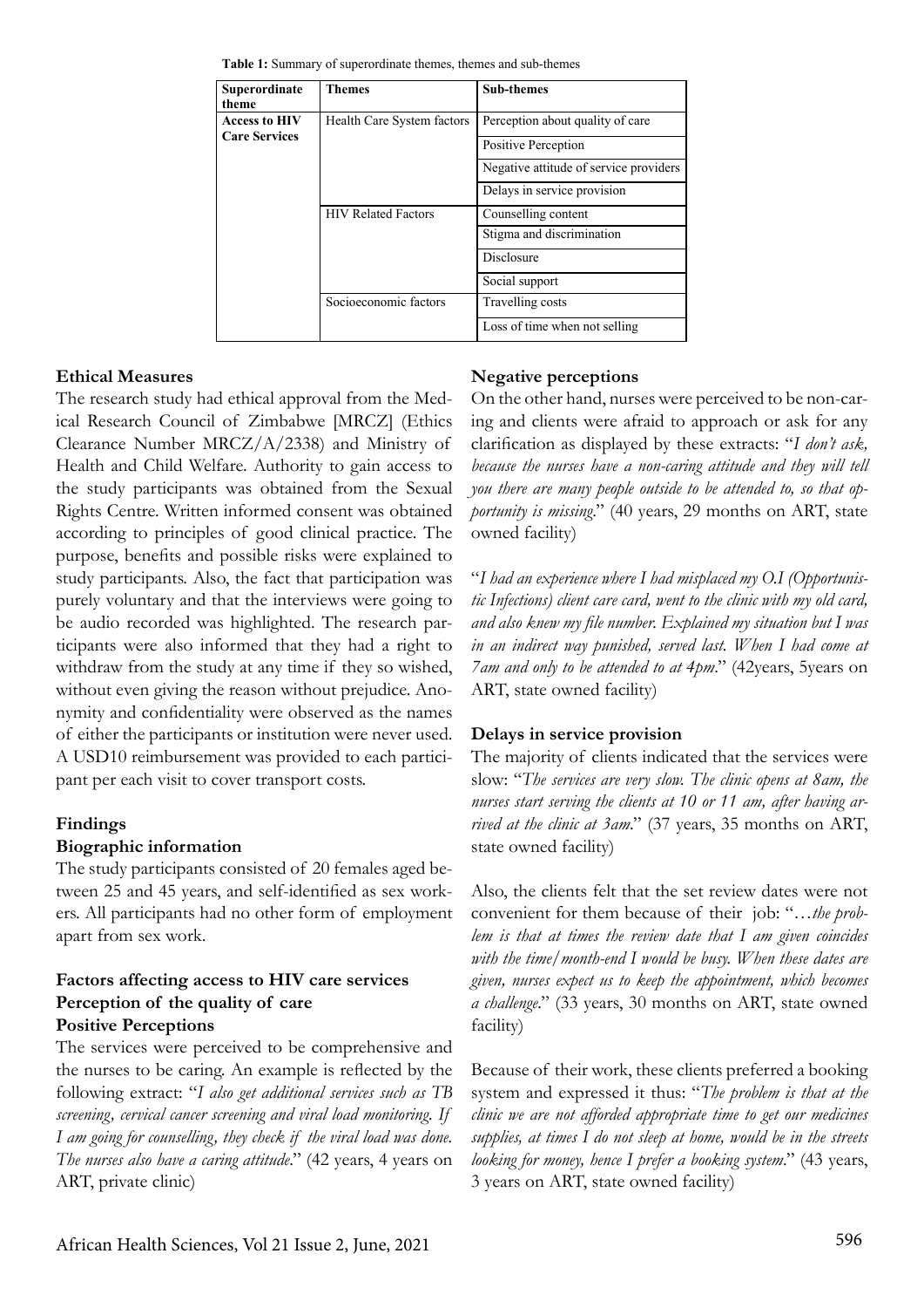**Table 1:** Summary of superordinate themes, themes and sub-themes

| Superordinate theme | Themes | Sub-themes |
|---|---|---|
| **Access to HIV Care Services** | Health Care System factors | Perception about quality of care |
| | | Positive Perception |
| | | Negative attitude of service providers |
| | | Delays in service provision |
| | HIV Related Factors | Counselling content |
| | | Stigma and discrimination |
| | | Disclosure |
| | | Social support |
| | Socioeconomic factors | Travelling costs |
| | | Loss of time when not selling |

### Ethical Measures

The research study had ethical approval from the Medical Research Council of Zimbabwe [MRCZ] (Ethics Clearance Number MRCZ/A/2338) and Ministry of Health and Child Welfare. Authority to gain access to the study participants was obtained from the Sexual Rights Centre. Written informed consent was obtained according to principles of good clinical practice. The purpose, benefits and possible risks were explained to study participants. Also, the fact that participation was purely voluntary and that the interviews were going to be audio recorded was highlighted. The research participants were also informed that they had a right to withdraw from the study at any time if they so wished, without even giving the reason without prejudice. Anonymity and confidentiality were observed as the names of either the participants or institution were never used. A USD10 reimbursement was provided to each participant per each visit to cover transport costs.

### Findings

#### Biographic information

The study participants consisted of 20 females aged between 25 and 45 years, and self-identified as sex workers. All participants had no other form of employment apart from sex work.

#### Factors affecting access to HIV care services
#### Perception of the quality of care
#### Positive Perceptions

The services were perceived to be comprehensive and the nurses to be caring. An example is reflected by the following extract: "*I also get additional services such as TB screening, cervical cancer screening and viral load monitoring. If I am going for counselling, they check if the viral load was done. The nurses also have a caring attitude*." (42 years, 4 years on ART, private clinic)

#### Negative perceptions

On the other hand, nurses were perceived to be non-caring and clients were afraid to approach or ask for any clarification as displayed by these extracts: "*I don't ask, because the nurses have a non-caring attitude and they will tell you there are many people outside to be attended to, so that opportunity is missing*." (40 years, 29 months on ART, state owned facility)

"*I had an experience where I had misplaced my O.I (Opportunistic Infections) client care card, went to the clinic with my old card, and also knew my file number. Explained my situation but I was in an indirect way punished, served last. When I had come at 7am and only to be attended to at 4pm*." (42years, 5years on ART, state owned facility)

#### Delays in service provision

The majority of clients indicated that the services were slow: "*The services are very slow. The clinic opens at 8am, the nurses start serving the clients at 10 or 11 am, after having arrived at the clinic at 3am*." (37 years, 35 months on ART, state owned facility)

Also, the clients felt that the set review dates were not convenient for them because of their job: "*…the problem is that at times the review date that I am given coincides with the time/month-end I would be busy. When these dates are given, nurses expect us to keep the appointment, which becomes a challenge*." (33 years, 30 months on ART, state owned facility)

Because of their work, these clients preferred a booking system and expressed it thus: "*The problem is that at the clinic we are not afforded appropriate time to get our medicines supplies, at times I do not sleep at home, would be in the streets looking for money, hence I prefer a booking system*." (43 years, 3 years on ART, state owned facility)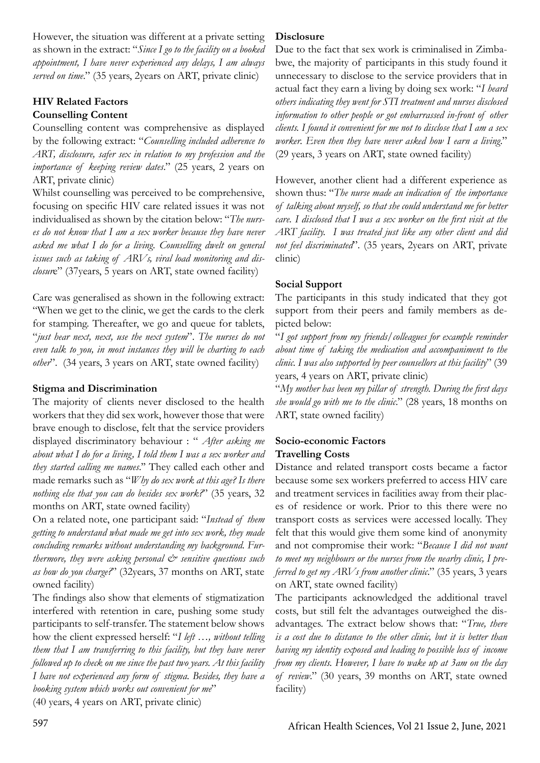However, the situation was different at a private setting as shown in the extract: "*Since I go to the facility on a booked appointment, I have never experienced any delays, I am always served on time*." (35 years, 2years on ART, private clinic)

## HIV Related Factors

### Counselling Content

Counselling content was comprehensive as displayed by the following extract: "*Counselling included adherence to ART, disclosure, safer sex in relation to my profession and the importance of keeping review dates*." (25 years, 2 years on ART, private clinic)

Whilst counselling was perceived to be comprehensive, focusing on specific HIV care related issues it was not individualised as shown by the citation below: "*The nurses do not know that I am a sex worker because they have never asked me what I do for a living. Counselling dwelt on general issues such as taking of ARVs, viral load monitoring and disclosur*e" (37years, 5 years on ART, state owned facility)

Care was generalised as shown in the following extract: "When we get to the clinic, we get the cards to the clerk for stamping. Thereafter, we go and queue for tablets, "*just hear next, next, use the next system*". *The nurses do not even talk to you, in most instances they will be charting to each other*". (34 years, 3 years on ART, state owned facility)

### Stigma and Discrimination

The majority of clients never disclosed to the health workers that they did sex work, however those that were brave enough to disclose, felt that the service providers displayed discriminatory behaviour : " *After asking me about what I do for a living, I told them I was a sex worker and they started calling me names*." They called each other and made remarks such as "*Why do sex work at this age? Is there nothing else that you can do besides sex work?*" (35 years, 32 months on ART, state owned facility)

On a related note, one participant said: "*Instead of them getting to understand what made me get into sex work, they made concluding remarks without understanding my background. Furthermore, they were asking personal & sensitive questions such as how do you charge?*" (32years, 37 months on ART, state owned facility)

The findings also show that elements of stigmatization interfered with retention in care, pushing some study participants to self-transfer. The statement below shows how the client expressed herself: "*I left …, without telling them that I am transferring to this facility, but they have never followed up to check on me since the past two years. At this facility I have not experienced any form of stigma. Besides, they have a booking system which works out convenient for me*" (40 years, 4 years on ART, private clinic)

### Disclosure

Due to the fact that sex work is criminalised in Zimbabwe, the majority of participants in this study found it unnecessary to disclose to the service providers that in actual fact they earn a living by doing sex work: "*I heard others indicating they went for STI treatment and nurses disclosed information to other people or got embarrassed in-front of other clients. I found it convenient for me not to disclose that I am a sex worker. Even then they have never asked how I earn a living*." (29 years, 3 years on ART, state owned facility)

However, another client had a different experience as shown thus: "*The nurse made an indication of the importance of talking about myself, so that she could understand me for better care. I disclosed that I was a sex worker on the first visit at the ART facility. I was treated just like any other client and did not feel discriminated*". (35 years, 2years on ART, private clinic)

### Social Support

The participants in this study indicated that they got support from their peers and family members as depicted below:

"*I got support from my friends/colleagues for example reminder about time of taking the medication and accompaniment to the clinic. I was also supported by peer counsellors at this facility*" (39 years, 4 years on ART, private clinic)

"*My mother has been my pillar of strength. During the first days she would go with me to the clinic*." (28 years, 18 months on ART, state owned facility)

## Socio-economic Factors

### Travelling Costs

Distance and related transport costs became a factor because some sex workers preferred to access HIV care and treatment services in facilities away from their places of residence or work. Prior to this there were no transport costs as services were accessed locally. They felt that this would give them some kind of anonymity and not compromise their work: "*Because I did not want to meet my neighbours or the nurses from the nearby clinic, I preferred to get my ARVs from another clinic*." (35 years, 3 years on ART, state owned facility)

The participants acknowledged the additional travel costs, but still felt the advantages outweighed the disadvantages. The extract below shows that: "*True, there is a cost due to distance to the other clinic, but it is better than having my identity exposed and leading to possible loss of income from my clients. However, I have to wake up at 3am on the day of review*." (30 years, 39 months on ART, state owned facility)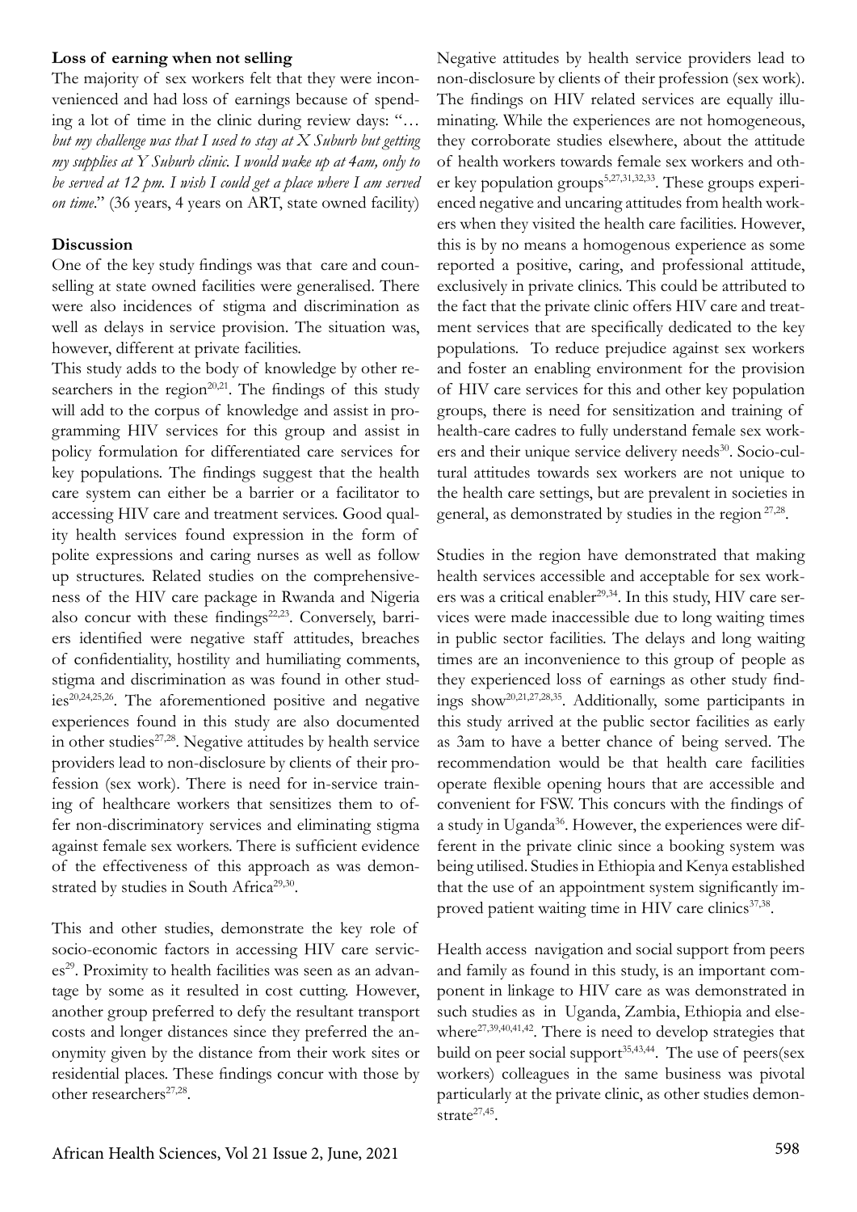**Loss of earning when not selling**

The majority of sex workers felt that they were inconvenienced and had loss of earnings because of spending a lot of time in the clinic during review days: "*… but my challenge was that I used to stay at X Suburb but getting my supplies at Y Suburb clinic. I would wake up at 4am, only to be served at 12 pm. I wish I could get a place where I am served on time*." (36 years, 4 years on ART, state owned facility)

## Discussion

One of the key study findings was that care and counselling at state owned facilities were generalised. There were also incidences of stigma and discrimination as well as delays in service provision. The situation was, however, different at private facilities.

This study adds to the body of knowledge by other researchers in the region[20,21]. The findings of this study will add to the corpus of knowledge and assist in programming HIV services for this group and assist in policy formulation for differentiated care services for key populations. The findings suggest that the health care system can either be a barrier or a facilitator to accessing HIV care and treatment services. Good quality health services found expression in the form of polite expressions and caring nurses as well as follow up structures. Related studies on the comprehensiveness of the HIV care package in Rwanda and Nigeria also concur with these findings[22,23]. Conversely, barriers identified were negative staff attitudes, breaches of confidentiality, hostility and humiliating comments, stigma and discrimination as was found in other studies[20,24,25,26]. The aforementioned positive and negative experiences found in this study are also documented in other studies[27,28]. Negative attitudes by health service providers lead to non-disclosure by clients of their profession (sex work). There is need for in-service training of healthcare workers that sensitizes them to offer non-discriminatory services and eliminating stigma against female sex workers. There is sufficient evidence of the effectiveness of this approach as was demonstrated by studies in South Africa[29,30].

This and other studies, demonstrate the key role of socio-economic factors in accessing HIV care services[29]. Proximity to health facilities was seen as an advantage by some as it resulted in cost cutting. However, another group preferred to defy the resultant transport costs and longer distances since they preferred the anonymity given by the distance from their work sites or residential places. These findings concur with those by other researchers[27,28].

Negative attitudes by health service providers lead to non-disclosure by clients of their profession (sex work). The findings on HIV related services are equally illuminating. While the experiences are not homogeneous, they corroborate studies elsewhere, about the attitude of health workers towards female sex workers and other key population groups[5,27,31,32,33]. These groups experienced negative and uncaring attitudes from health workers when they visited the health care facilities. However, this is by no means a homogenous experience as some reported a positive, caring, and professional attitude, exclusively in private clinics. This could be attributed to the fact that the private clinic offers HIV care and treatment services that are specifically dedicated to the key populations. To reduce prejudice against sex workers and foster an enabling environment for the provision of HIV care services for this and other key population groups, there is need for sensitization and training of health-care cadres to fully understand female sex workers and their unique service delivery needs[30]. Socio-cultural attitudes towards sex workers are not unique to the health care settings, but are prevalent in societies in general, as demonstrated by studies in the region [27,28].

Studies in the region have demonstrated that making health services accessible and acceptable for sex workers was a critical enabler[29,34]. In this study, HIV care services were made inaccessible due to long waiting times in public sector facilities. The delays and long waiting times are an inconvenience to this group of people as they experienced loss of earnings as other study findings show[20,21,27,28,35]. Additionally, some participants in this study arrived at the public sector facilities as early as 3am to have a better chance of being served. The recommendation would be that health care facilities operate flexible opening hours that are accessible and convenient for FSW. This concurs with the findings of a study in Uganda[36]. However, the experiences were different in the private clinic since a booking system was being utilised. Studies in Ethiopia and Kenya established that the use of an appointment system significantly improved patient waiting time in HIV care clinics[37,38].

Health access navigation and social support from peers and family as found in this study, is an important component in linkage to HIV care as was demonstrated in such studies as in Uganda, Zambia, Ethiopia and elsewhere[27,39,40,41,42]. There is need to develop strategies that build on peer social support[35,43,44]. The use of peers(sex workers) colleagues in the same business was pivotal particularly at the private clinic, as other studies demonstrate[27,45].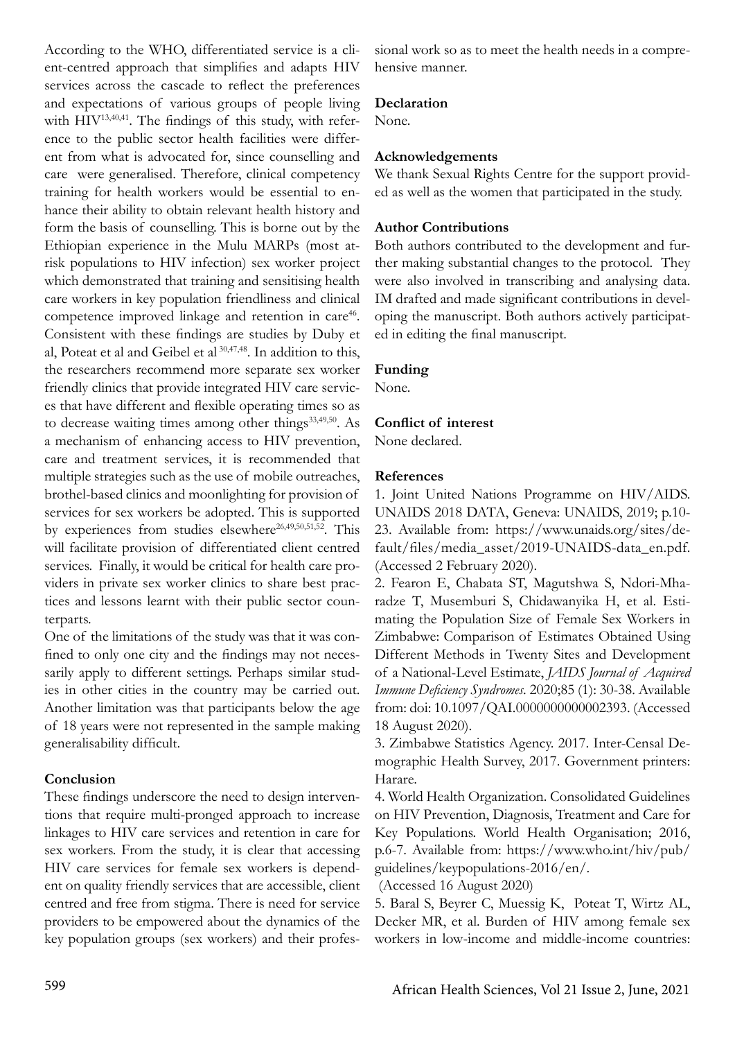According to the WHO, differentiated service is a client-centred approach that simplifies and adapts HIV services across the cascade to reflect the preferences and expectations of various groups of people living with HIV[13,40,41]. The findings of this study, with reference to the public sector health facilities were different from what is advocated for, since counselling and care were generalised. Therefore, clinical competency training for health workers would be essential to enhance their ability to obtain relevant health history and form the basis of counselling. This is borne out by the Ethiopian experience in the Mulu MARPs (most at-risk populations to HIV infection) sex worker project which demonstrated that training and sensitising health care workers in key population friendliness and clinical competence improved linkage and retention in care[46]. Consistent with these findings are studies by Duby et al, Poteat et al and Geibel et al [30,47,48]. In addition to this, the researchers recommend more separate sex worker friendly clinics that provide integrated HIV care services that have different and flexible operating times so as to decrease waiting times among other things[33,49,50]. As a mechanism of enhancing access to HIV prevention, care and treatment services, it is recommended that multiple strategies such as the use of mobile outreaches, brothel-based clinics and moonlighting for provision of services for sex workers be adopted. This is supported by experiences from studies elsewhere[26,49,50,51,52]. This will facilitate provision of differentiated client centred services. Finally, it would be critical for health care providers in private sex worker clinics to share best practices and lessons learnt with their public sector counterparts.

One of the limitations of the study was that it was confined to only one city and the findings may not necessarily apply to different settings. Perhaps similar studies in other cities in the country may be carried out. Another limitation was that participants below the age of 18 years were not represented in the sample making generalisability difficult.

## Conclusion

These findings underscore the need to design interventions that require multi-pronged approach to increase linkages to HIV care services and retention in care for sex workers. From the study, it is clear that accessing HIV care services for female sex workers is dependent on quality friendly services that are accessible, client centred and free from stigma. There is need for service providers to be empowered about the dynamics of the key population groups (sex workers) and their professional work so as to meet the health needs in a comprehensive manner.

## Declaration

None.

## Acknowledgements

We thank Sexual Rights Centre for the support provided as well as the women that participated in the study.

## Author Contributions

Both authors contributed to the development and further making substantial changes to the protocol. They were also involved in transcribing and analysing data. IM drafted and made significant contributions in developing the manuscript. Both authors actively participated in editing the final manuscript.

## Funding

None.

## Conflict of interest

None declared.

## References

1. Joint United Nations Programme on HIV/AIDS. UNAIDS 2018 DATA, Geneva: UNAIDS, 2019; p.10-23. Available from: https://www.unaids.org/sites/default/files/media_asset/2019-UNAIDS-data_en.pdf. (Accessed 2 February 2020).

2. Fearon E, Chabata ST, Magutshwa S, Ndori-Mharadze T, Musemburi S, Chidawanyika H, et al. Estimating the Population Size of Female Sex Workers in Zimbabwe: Comparison of Estimates Obtained Using Different Methods in Twenty Sites and Development of a National-Level Estimate, *JAIDS Journal of Acquired Immune Deficiency Syndromes*. 2020;85 (1): 30-38. Available from: doi: 10.1097/QAI.0000000000002393. (Accessed 18 August 2020).

3. Zimbabwe Statistics Agency. 2017. Inter-Censal Demographic Health Survey, 2017. Government printers: Harare.

4. World Health Organization. Consolidated Guidelines on HIV Prevention, Diagnosis, Treatment and Care for Key Populations. World Health Organisation; 2016, p.6-7. Available from: https://www.who.int/hiv/pub/guidelines/keypopulations-2016/en/. (Accessed 16 August 2020)

5. Baral S, Beyrer C, Muessig K, Poteat T, Wirtz AL, Decker MR, et al. Burden of HIV among female sex workers in low-income and middle-income countries: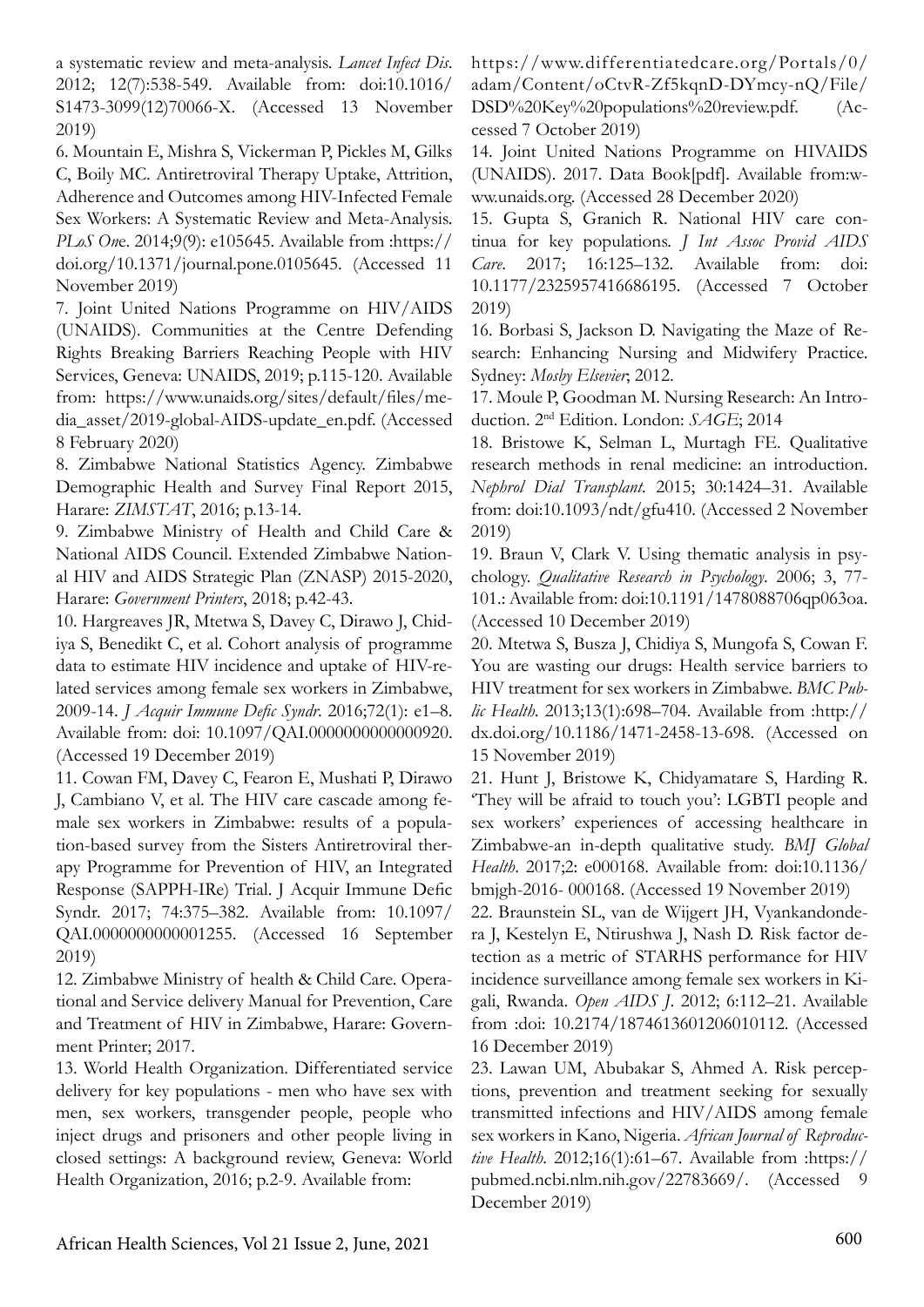a systematic review and meta-analysis. *Lancet Infect Dis*. 2012; 12(7):538-549. Available from: doi:10.1016/S1473-3099(12)70066-X. (Accessed 13 November 2019)

6. Mountain E, Mishra S, Vickerman P, Pickles M, Gilks C, Boily MC. Antiretroviral Therapy Uptake, Attrition, Adherence and Outcomes among HIV-Infected Female Sex Workers: A Systematic Review and Meta-Analysis. *PLoS One*. 2014;9(9): e105645. Available from :https://doi.org/10.1371/journal.pone.0105645. (Accessed 11 November 2019)

7. Joint United Nations Programme on HIV/AIDS (UNAIDS). Communities at the Centre Defending Rights Breaking Barriers Reaching People with HIV Services, Geneva: UNAIDS, 2019; p.115-120. Available from: https://www.unaids.org/sites/default/files/media_asset/2019-global-AIDS-update_en.pdf. (Accessed 8 February 2020)

8. Zimbabwe National Statistics Agency. Zimbabwe Demographic Health and Survey Final Report 2015, Harare: *ZIMSTAT*, 2016; p.13-14.

9. Zimbabwe Ministry of Health and Child Care & National AIDS Council. Extended Zimbabwe National HIV and AIDS Strategic Plan (ZNASP) 2015-2020, Harare: *Government Printers*, 2018; p.42-43.

10. Hargreaves JR, Mtetwa S, Davey C, Dirawo J, Chidiya S, Benedikt C, et al. Cohort analysis of programme data to estimate HIV incidence and uptake of HIV-related services among female sex workers in Zimbabwe, 2009-14. *J Acquir Immune Defic Syndr*. 2016;72(1): e1–8. Available from: doi: 10.1097/QAI.0000000000000920. (Accessed 19 December 2019)

11. Cowan FM, Davey C, Fearon E, Mushati P, Dirawo J, Cambiano V, et al. The HIV care cascade among female sex workers in Zimbabwe: results of a population-based survey from the Sisters Antiretroviral therapy Programme for Prevention of HIV, an Integrated Response (SAPPH-IRe) Trial. J Acquir Immune Defic Syndr. 2017; 74:375–382. Available from: 10.1097/QAI.0000000000001255. (Accessed 16 September 2019)

12. Zimbabwe Ministry of health & Child Care. Operational and Service delivery Manual for Prevention, Care and Treatment of HIV in Zimbabwe, Harare: Government Printer; 2017.

13. World Health Organization. Differentiated service delivery for key populations - men who have sex with men, sex workers, transgender people, people who inject drugs and prisoners and other people living in closed settings: A background review, Geneva: World Health Organization, 2016; p.2-9. Available from: https://www.differentiatedcare.org/Portals/0/adam/Content/oCtvR-Zf5kqnD-DYmcy-nQ/File/DSD%20Key%20populations%20review.pdf. (Accessed 7 October 2019)

14. Joint United Nations Programme on HIVAIDS (UNAIDS). 2017. Data Book[pdf]. Available from:www.unaids.org. (Accessed 28 December 2020)

15. Gupta S, Granich R. National HIV care continua for key populations. *J Int Assoc Provid AIDS Care*. 2017; 16:125–132. Available from: doi: 10.1177/2325957416686195. (Accessed 7 October 2019)

16. Borbasi S, Jackson D. Navigating the Maze of Research: Enhancing Nursing and Midwifery Practice. Sydney: *Mosby Elsevier*; 2012.

17. Moule P, Goodman M. Nursing Research: An Introduction. 2nd Edition. London: *SAGE*; 2014

18. Bristowe K, Selman L, Murtagh FE. Qualitative research methods in renal medicine: an introduction. *Nephrol Dial Transplant*. 2015; 30:1424–31. Available from: doi:10.1093/ndt/gfu410. (Accessed 2 November 2019)

19. Braun V, Clark V. Using thematic analysis in psychology. *Qualitative Research in Psychology*. 2006; 3, 77-101.: Available from: doi:10.1191/1478088706qp063oa. (Accessed 10 December 2019)

20. Mtetwa S, Busza J, Chidiya S, Mungofa S, Cowan F. You are wasting our drugs: Health service barriers to HIV treatment for sex workers in Zimbabwe. *BMC Public Health*. 2013;13(1):698–704. Available from :http://dx.doi.org/10.1186/1471-2458-13-698. (Accessed on 15 November 2019)

21. Hunt J, Bristowe K, Chidyamatare S, Harding R. 'They will be afraid to touch you': LGBTI people and sex workers' experiences of accessing healthcare in Zimbabwe-an in-depth qualitative study. *BMJ Global Health*. 2017;2: e000168. Available from: doi:10.1136/bmjgh-2016- 000168. (Accessed 19 November 2019)

22. Braunstein SL, van de Wijgert JH, Vyankandondera J, Kestelyn E, Ntirushwa J, Nash D. Risk factor detection as a metric of STARHS performance for HIV incidence surveillance among female sex workers in Kigali, Rwanda. *Open AIDS J*. 2012; 6:112–21. Available from :doi: 10.2174/1874613601206010112. (Accessed 16 December 2019)

23. Lawan UM, Abubakar S, Ahmed A. Risk perceptions, prevention and treatment seeking for sexually transmitted infections and HIV/AIDS among female sex workers in Kano, Nigeria. *African Journal of Reproductive Health*. 2012;16(1):61–67. Available from :https://pubmed.ncbi.nlm.nih.gov/22783669/. (Accessed 9 December 2019)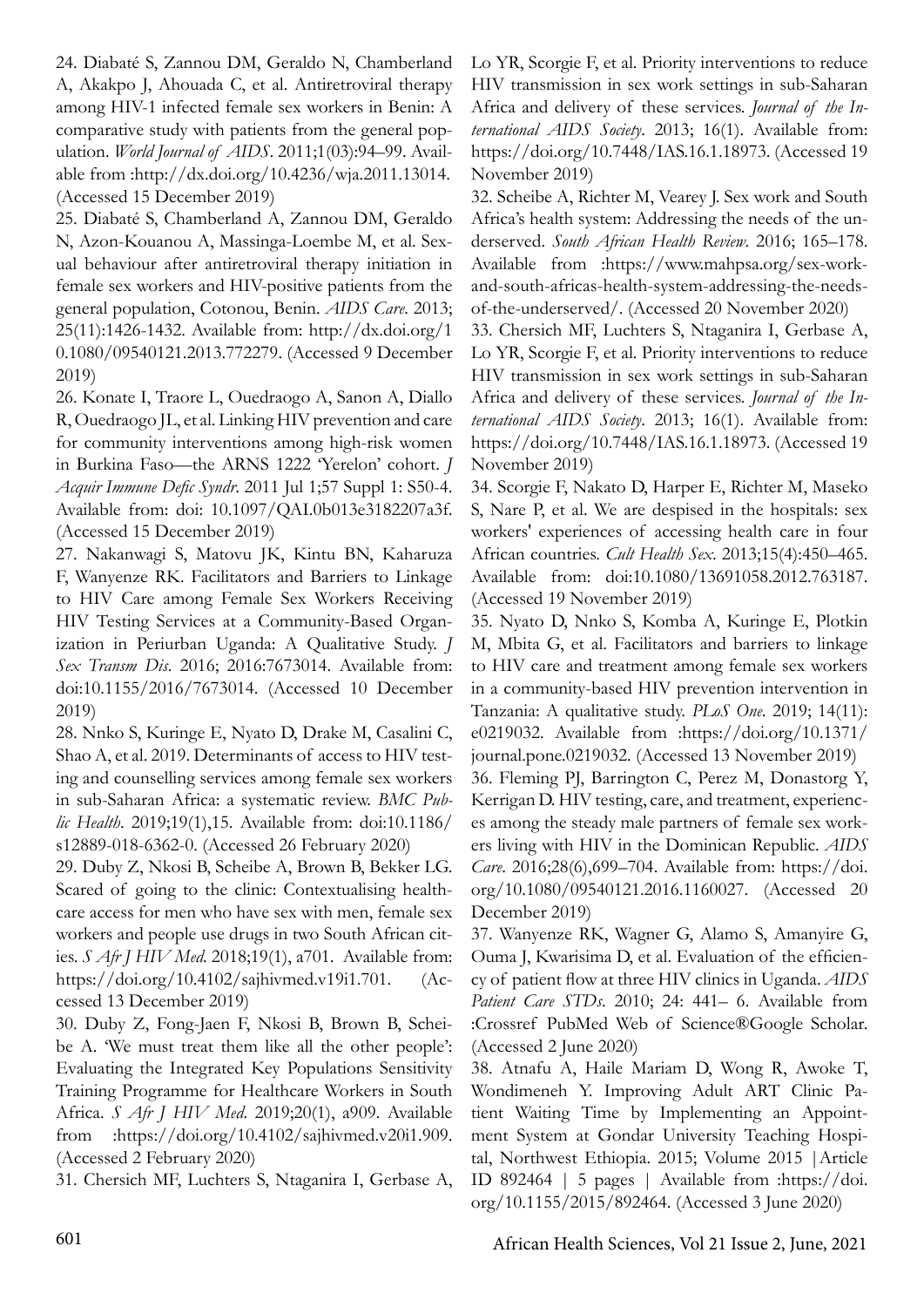24. Diabaté S, Zannou DM, Geraldo N, Chamberland A, Akakpo J, Ahouada C, et al. Antiretroviral therapy among HIV-1 infected female sex workers in Benin: A comparative study with patients from the general population. *World Journal of AIDS*. 2011;1(03):94–99. Available from :http://dx.doi.org/10.4236/wja.2011.13014. (Accessed 15 December 2019)

25. Diabaté S, Chamberland A, Zannou DM, Geraldo N, Azon-Kouanou A, Massinga-Loembe M, et al. Sexual behaviour after antiretroviral therapy initiation in female sex workers and HIV-positive patients from the general population, Cotonou, Benin. *AIDS Care*. 2013; 25(11):1426-1432. Available from: http://dx.doi.org/10.1080/09540121.2013.772279. (Accessed 9 December 2019)

26. Konate I, Traore L, Ouedraogo A, Sanon A, Diallo R, Ouedraogo JL, et al. Linking HIV prevention and care for community interventions among high-risk women in Burkina Faso—the ARNS 1222 'Yerelon' cohort. *J Acquir Immune Defic Syndr*. 2011 Jul 1;57 Suppl 1: S50-4. Available from: doi: 10.1097/QAI.0b013e3182207a3f. (Accessed 15 December 2019)

27. Nakanwagi S, Matovu JK, Kintu BN, Kaharuza F, Wanyenze RK. Facilitators and Barriers to Linkage to HIV Care among Female Sex Workers Receiving HIV Testing Services at a Community-Based Organization in Periurban Uganda: A Qualitative Study. *J Sex Transm Dis*. 2016; 2016:7673014. Available from: doi:10.1155/2016/7673014. (Accessed 10 December 2019)

28. Nnko S, Kuringe E, Nyato D, Drake M, Casalini C, Shao A, et al. 2019. Determinants of access to HIV testing and counselling services among female sex workers in sub-Saharan Africa: a systematic review. *BMC Public Health*. 2019;19(1),15. Available from: doi:10.1186/s12889-018-6362-0. (Accessed 26 February 2020)

29. Duby Z, Nkosi B, Scheibe A, Brown B, Bekker LG. Scared of going to the clinic: Contextualising healthcare access for men who have sex with men, female sex workers and people use drugs in two South African cities. *S Afr J HIV Med*. 2018;19(1), a701. Available from: https://doi.org/10.4102/sajhivmed.v19i1.701. (Accessed 13 December 2019)

30. Duby Z, Fong-Jaen F, Nkosi B, Brown B, Scheibe A. 'We must treat them like all the other people': Evaluating the Integrated Key Populations Sensitivity Training Programme for Healthcare Workers in South Africa. *S Afr J HIV Med*. 2019;20(1), a909. Available from :https://doi.org/10.4102/sajhivmed.v20i1.909. (Accessed 2 February 2020)

31. Chersich MF, Luchters S, Ntaganira I, Gerbase A, Lo YR, Scorgie F, et al. Priority interventions to reduce HIV transmission in sex work settings in sub-Saharan Africa and delivery of these services. *Journal of the International AIDS Society*. 2013; 16(1). Available from: https://doi.org/10.7448/IAS.16.1.18973. (Accessed 19 November 2019)

32. Scheibe A, Richter M, Vearey J. Sex work and South Africa's health system: Addressing the needs of the underserved. *South African Health Review*. 2016; 165–178. Available from :https://www.mahpsa.org/sex-work-and-south-africas-health-system-addressing-the-needs-of-the-underserved/. (Accessed 20 November 2020)

33. Chersich MF, Luchters S, Ntaganira I, Gerbase A, Lo YR, Scorgie F, et al. Priority interventions to reduce HIV transmission in sex work settings in sub-Saharan Africa and delivery of these services. *Journal of the International AIDS Society*. 2013; 16(1). Available from: https://doi.org/10.7448/IAS.16.1.18973. (Accessed 19 November 2019)

34. Scorgie F, Nakato D, Harper E, Richter M, Maseko S, Nare P, et al. We are despised in the hospitals: sex workers' experiences of accessing health care in four African countries. *Cult Health Sex*. 2013;15(4):450–465. Available from: doi:10.1080/13691058.2012.763187. (Accessed 19 November 2019)

35. Nyato D, Nnko S, Komba A, Kuringe E, Plotkin M, Mbita G, et al. Facilitators and barriers to linkage to HIV care and treatment among female sex workers in a community-based HIV prevention intervention in Tanzania: A qualitative study. *PLoS One*. 2019; 14(11): e0219032. Available from :https://doi.org/10.1371/journal.pone.0219032. (Accessed 13 November 2019)

36. Fleming PJ, Barrington C, Perez M, Donastorg Y, Kerrigan D. HIV testing, care, and treatment, experiences among the steady male partners of female sex workers living with HIV in the Dominican Republic. *AIDS Care*. 2016;28(6),699–704. Available from: https://doi.org/10.1080/09540121.2016.1160027. (Accessed 20 December 2019)

37. Wanyenze RK, Wagner G, Alamo S, Amanyire G, Ouma J, Kwarisima D, et al. Evaluation of the efficiency of patient flow at three HIV clinics in Uganda. *AIDS Patient Care STDs*. 2010; 24: 441– 6. Available from :Crossref PubMed Web of Science®Google Scholar. (Accessed 2 June 2020)

38. Atnafu A, Haile Mariam D, Wong R, Awoke T, Wondimeneh Y. Improving Adult ART Clinic Patient Waiting Time by Implementing an Appointment System at Gondar University Teaching Hospital, Northwest Ethiopia. 2015; Volume 2015 |Article ID 892464 | 5 pages | Available from :https://doi.org/10.1155/2015/892464. (Accessed 3 June 2020)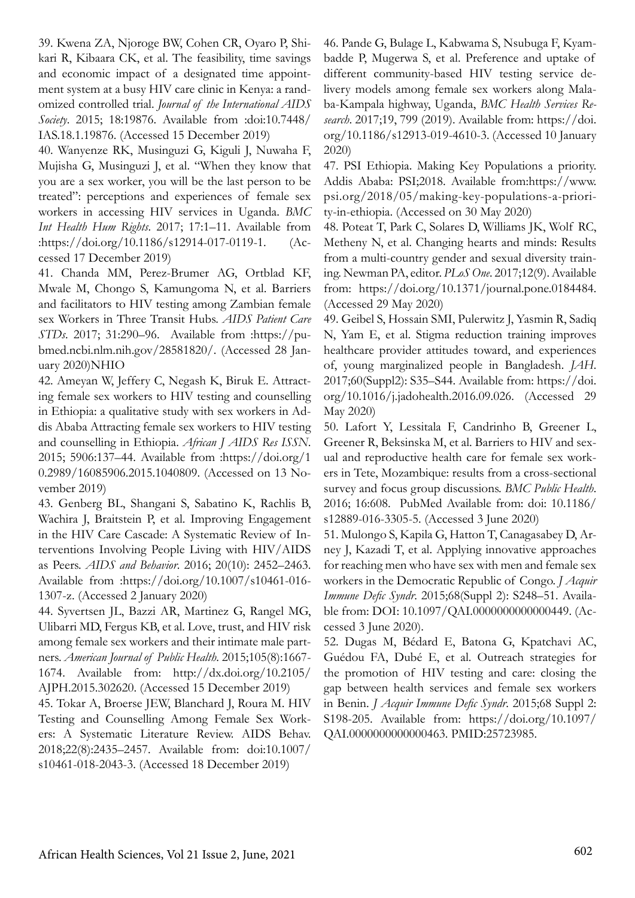39. Kwena ZA, Njoroge BW, Cohen CR, Oyaro P, Shikari R, Kibaara CK, et al. The feasibility, time savings and economic impact of a designated time appointment system at a busy HIV care clinic in Kenya: a randomized controlled trial. *Journal of the International AIDS Society*. 2015; 18:19876. Available from :doi:10.7448/IAS.18.1.19876. (Accessed 15 December 2019)

40. Wanyenze RK, Musinguzi G, Kiguli J, Nuwaha F, Mujisha G, Musinguzi J, et al. "When they know that you are a sex worker, you will be the last person to be treated": perceptions and experiences of female sex workers in accessing HIV services in Uganda. *BMC Int Health Hum Rights*. 2017; 17:1–11. Available from :https://doi.org/10.1186/s12914-017-0119-1. (Accessed 17 December 2019)

41. Chanda MM, Perez-Brumer AG, Ortblad KF, Mwale M, Chongo S, Kamungoma N, et al. Barriers and facilitators to HIV testing among Zambian female sex Workers in Three Transit Hubs. *AIDS Patient Care STDs*. 2017; 31:290–96. Available from :https://pubmed.ncbi.nlm.nih.gov/28581820/. (Accessed 28 January 2020)NHIO

42. Ameyan W, Jeffery C, Negash K, Biruk E. Attracting female sex workers to HIV testing and counselling in Ethiopia: a qualitative study with sex workers in Addis Ababa Attracting female sex workers to HIV testing and counselling in Ethiopia. *African J AIDS Res ISSN*. 2015; 5906:137–44. Available from :https://doi.org/10.2989/16085906.2015.1040809. (Accessed on 13 November 2019)

43. Genberg BL, Shangani S, Sabatino K, Rachlis B, Wachira J, Braitstein P, et al. Improving Engagement in the HIV Care Cascade: A Systematic Review of Interventions Involving People Living with HIV/AIDS as Peers. *AIDS and Behavior*. 2016; 20(10): 2452–2463. Available from :https://doi.org/10.1007/s10461-016-1307-z. (Accessed 2 January 2020)

44. Syvertsen JL, Bazzi AR, Martinez G, Rangel MG, Ulibarri MD, Fergus KB, et al. Love, trust, and HIV risk among female sex workers and their intimate male partners. *American Journal of Public Health*. 2015;105(8):1667-1674. Available from: http://dx.doi.org/10.2105/AJPH.2015.302620. (Accessed 15 December 2019)

45. Tokar A, Broerse JEW, Blanchard J, Roura M. HIV Testing and Counselling Among Female Sex Workers: A Systematic Literature Review. AIDS Behav. 2018;22(8):2435–2457. Available from: doi:10.1007/s10461-018-2043-3. (Accessed 18 December 2019)

46. Pande G, Bulage L, Kabwama S, Nsubuga F, Kyambadde P, Mugerwa S, et al. Preference and uptake of different community-based HIV testing service delivery models among female sex workers along Malaba-Kampala highway, Uganda, *BMC Health Services Research*. 2017;19, 799 (2019). Available from: https://doi.org/10.1186/s12913-019-4610-3. (Accessed 10 January 2020)

47. PSI Ethiopia. Making Key Populations a priority. Addis Ababa: PSI;2018. Available from:https://www.psi.org/2018/05/making-key-populations-a-priority-in-ethiopia. (Accessed on 30 May 2020)

48. Poteat T, Park C, Solares D, Williams JK, Wolf RC, Metheny N, et al. Changing hearts and minds: Results from a multi-country gender and sexual diversity training. Newman PA, editor. *PLoS One*. 2017;12(9). Available from: https://doi.org/10.1371/journal.pone.0184484. (Accessed 29 May 2020)

49. Geibel S, Hossain SMI, Pulerwitz J, Yasmin R, Sadiq N, Yam E, et al. Stigma reduction training improves healthcare provider attitudes toward, and experiences of, young marginalized people in Bangladesh. *JAH*. 2017;60(Suppl2): S35–S44. Available from: https://doi.org/10.1016/j.jadohealth.2016.09.026. (Accessed 29 May 2020)

50. Lafort Y, Lessitala F, Candrinho B, Greener L, Greener R, Beksinska M, et al. Barriers to HIV and sexual and reproductive health care for female sex workers in Tete, Mozambique: results from a cross-sectional survey and focus group discussions. *BMC Public Health*. 2016; 16:608. PubMed Available from: doi: 10.1186/s12889-016-3305-5. (Accessed 3 June 2020)

51. Mulongo S, Kapila G, Hatton T, Canagasabey D, Arney J, Kazadi T, et al. Applying innovative approaches for reaching men who have sex with men and female sex workers in the Democratic Republic of Congo. *J Acquir Immune Defic Syndr*. 2015;68(Suppl 2): S248–51. Available from: DOI: 10.1097/QAI.0000000000000449. (Accessed 3 June 2020).

52. Dugas M, Bédard E, Batona G, Kpatchavi AC, Guédou FA, Dubé E, et al. Outreach strategies for the promotion of HIV testing and care: closing the gap between health services and female sex workers in Benin. *J Acquir Immune Defic Syndr*. 2015;68 Suppl 2: S198-205. Available from: https://doi.org/10.1097/QAI.0000000000000463. PMID:25723985.